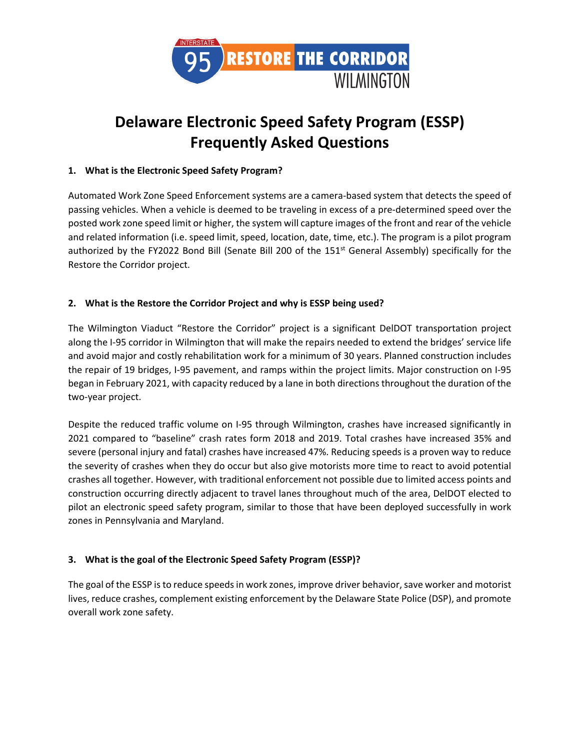# Delaware Electronic Speed Safety Program (ESSP) Frequently Asked Questions

**1. What is the Electronic Speed Safety Program?**

Automated Work Zone Speed Enforcement systems are a camera-based system that detects the speed of passing vehicles. When a vehicle is deemed to be traveling in excess of a pre-determined speed over the posted work zone speed limit or higher, the system will capture images of the front and rear of the vehicle and related information (i.e. speed limit, speed, location, date, time, etc.). The program is a pilot program authorized by the FY2022 Bond Bill (Senate Bill 200 of the 151st General Assembly) specifically for the Restore the Corridor project.

**2. What is the Restore the Corridor Project and why is ESSP being used?**

The Wilmington Viaduct "Restore the Corridor" project is a significant DelDOT transportation project along the I-95 corridor in Wilmington that will make the repairs needed to extend the bridges' service life and avoid major and costly rehabilitation work for a minimum of 30 years. Planned construction includes the repair of 19 bridges, I-95 pavement, and ramps within the project limits. Major construction on I-95 began in February 2021, with capacity reduced by a lane in both directions throughout the duration of the two-year project.

Despite the reduced traffic volume on I-95 through Wilmington, crashes have increased significantly in 2021 compared to "baseline" crash rates form 2018 and 2019. Total crashes have increased 35% and severe (personal injury and fatal) crashes have increased 47%. Reducing speeds is a proven way to reduce the severity of crashes when they do occur but also give motorists more time to react to avoid potential crashes all together. However, with traditional enforcement not possible due to limited access points and construction occurring directly adjacent to travel lanes throughout much of the area, DelDOT elected to pilot an electronic speed safety program, similar to those that have been deployed successfully in work zones in Pennsylvania and Maryland.

**3. What is the goal of the Electronic Speed Safety Program (ESSP)?**

The goal of the ESSP is to reduce speeds in work zones, improve driver behavior, save worker and motorist lives, reduce crashes, complement existing enforcement by the Delaware State Police (DSP), and promote overall work zone safety.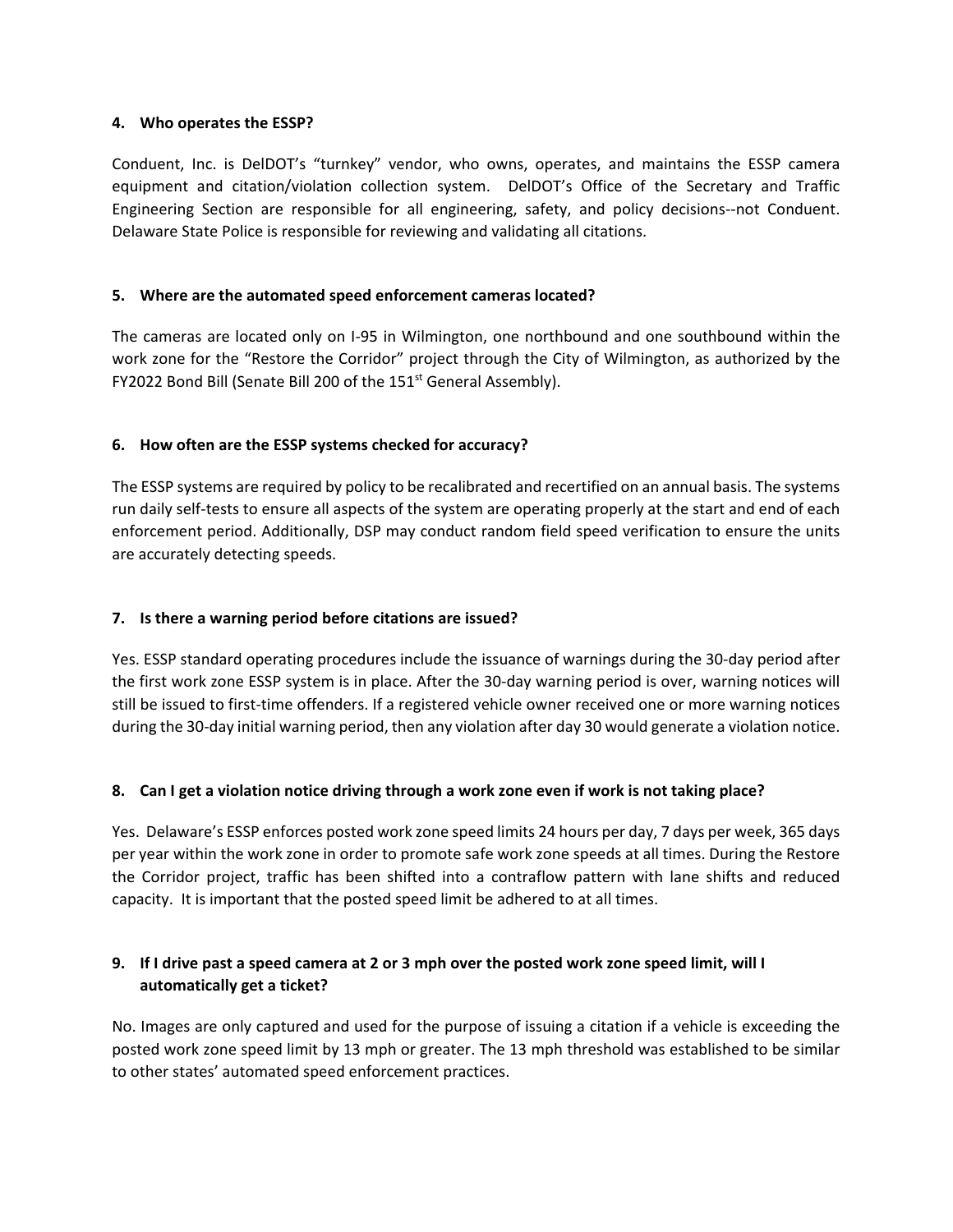**4. Who operates the ESSP?**

Conduent, Inc. is DelDOT's "turnkey" vendor, who owns, operates, and maintains the ESSP camera equipment and citation/violation collection system. DelDOT's Office of the Secretary and Traffic Engineering Section are responsible for all engineering, safety, and policy decisions--not Conduent. Delaware State Police is responsible for reviewing and validating all citations.

**5. Where are the automated speed enforcement cameras located?**

The cameras are located only on I-95 in Wilmington, one northbound and one southbound within the work zone for the "Restore the Corridor" project through the City of Wilmington, as authorized by the FY2022 Bond Bill (Senate Bill 200 of the 151st General Assembly).

**6. How often are the ESSP systems checked for accuracy?**

The ESSP systems are required by policy to be recalibrated and recertified on an annual basis. The systems run daily self-tests to ensure all aspects of the system are operating properly at the start and end of each enforcement period. Additionally, DSP may conduct random field speed verification to ensure the units are accurately detecting speeds.

**7. Is there a warning period before citations are issued?**

Yes. ESSP standard operating procedures include the issuance of warnings during the 30-day period after the first work zone ESSP system is in place. After the 30-day warning period is over, warning notices will still be issued to first-time offenders. If a registered vehicle owner received one or more warning notices during the 30-day initial warning period, then any violation after day 30 would generate a violation notice.

**8. Can I get a violation notice driving through a work zone even if work is not taking place?**

Yes. Delaware's ESSP enforces posted work zone speed limits 24 hours per day, 7 days per week, 365 days per year within the work zone in order to promote safe work zone speeds at all times. During the Restore the Corridor project, traffic has been shifted into a contraflow pattern with lane shifts and reduced capacity. It is important that the posted speed limit be adhered to at all times.

**9. If I drive past a speed camera at 2 or 3 mph over the posted work zone speed limit, will I automatically get a ticket?**

No. Images are only captured and used for the purpose of issuing a citation if a vehicle is exceeding the posted work zone speed limit by 13 mph or greater. The 13 mph threshold was established to be similar to other states' automated speed enforcement practices.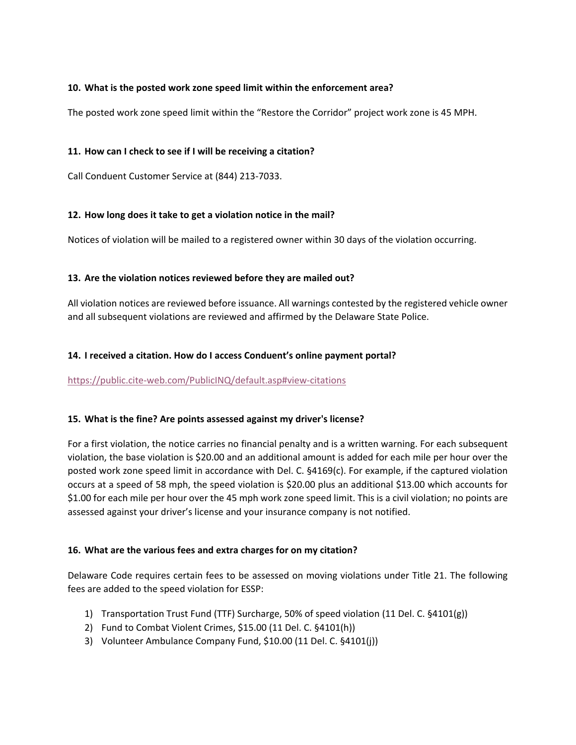**10. What is the posted work zone speed limit within the enforcement area?**

The posted work zone speed limit within the "Restore the Corridor" project work zone is 45 MPH.

**11. How can I check to see if I will be receiving a citation?**

Call Conduent Customer Service at (844) 213-7033.

**12. How long does it take to get a violation notice in the mail?**

Notices of violation will be mailed to a registered owner within 30 days of the violation occurring.

**13. Are the violation notices reviewed before they are mailed out?**

All violation notices are reviewed before issuance. All warnings contested by the registered vehicle owner and all subsequent violations are reviewed and affirmed by the Delaware State Police.

**14. I received a citation. How do I access Conduent's online payment portal?**

https://public.cite-web.com/PublicINQ/default.asp#view-citations

**15. What is the fine? Are points assessed against my driver's license?**

For a first violation, the notice carries no financial penalty and is a written warning. For each subsequent violation, the base violation is $20.00 and an additional amount is added for each mile per hour over the posted work zone speed limit in accordance with Del. C. §4169(c). For example, if the captured violation occurs at a speed of 58 mph, the speed violation is $20.00 plus an additional $13.00 which accounts for $1.00 for each mile per hour over the 45 mph work zone speed limit. This is a civil violation; no points are assessed against your driver's license and your insurance company is not notified.

**16. What are the various fees and extra charges for on my citation?**

Delaware Code requires certain fees to be assessed on moving violations under Title 21. The following fees are added to the speed violation for ESSP:

1) Transportation Trust Fund (TTF) Surcharge, 50% of speed violation (11 Del. C. §4101(g))
2) Fund to Combat Violent Crimes, $15.00 (11 Del. C. §4101(h))
3) Volunteer Ambulance Company Fund, $10.00 (11 Del. C. §4101(j))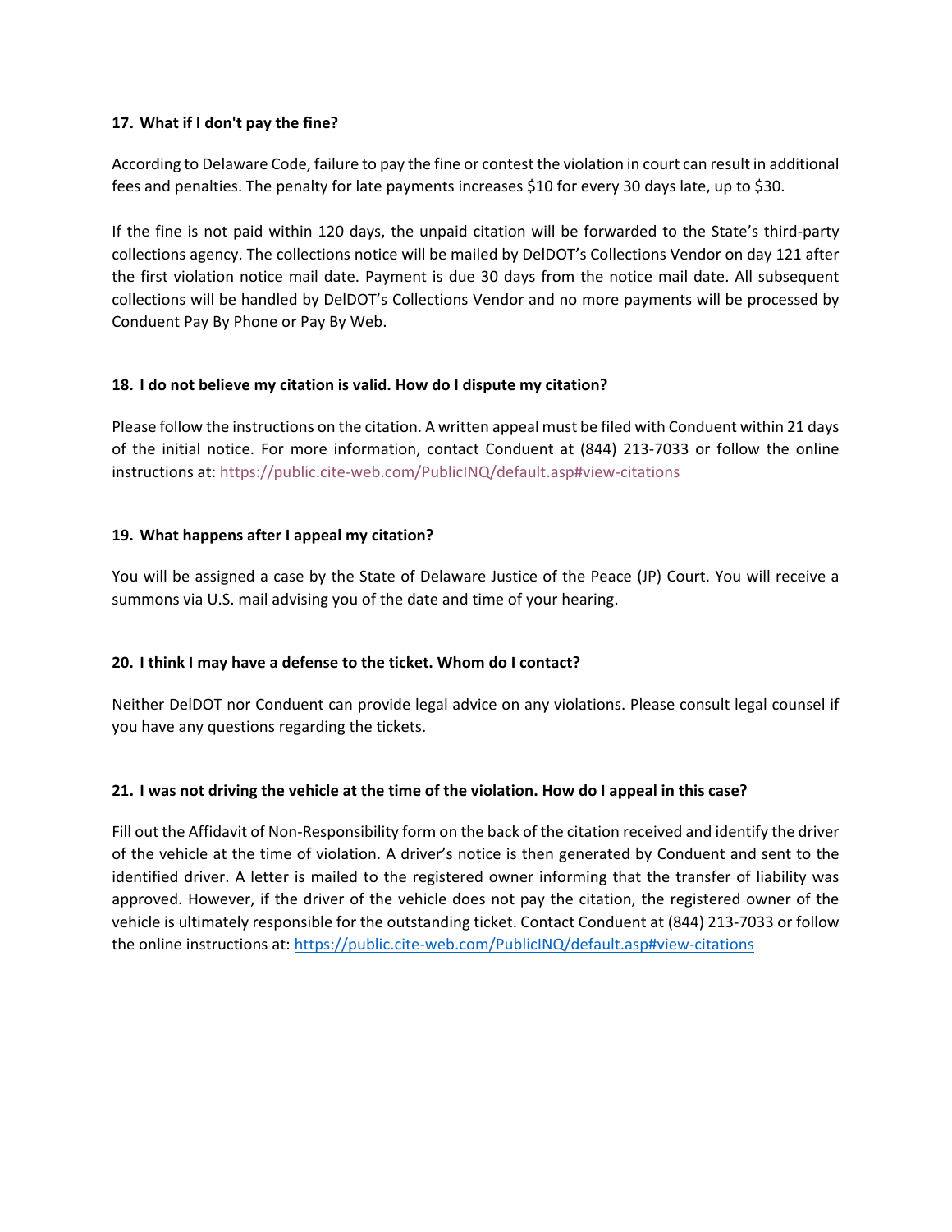**17. What if I don't pay the fine?**

According to Delaware Code, failure to pay the fine or contest the violation in court can result in additional fees and penalties. The penalty for late payments increases $10 for every 30 days late, up to $30.

If the fine is not paid within 120 days, the unpaid citation will be forwarded to the State's third-party collections agency. The collections notice will be mailed by DelDOT's Collections Vendor on day 121 after the first violation notice mail date. Payment is due 30 days from the notice mail date. All subsequent collections will be handled by DelDOT's Collections Vendor and no more payments will be processed by Conduent Pay By Phone or Pay By Web.

**18. I do not believe my citation is valid. How do I dispute my citation?**

Please follow the instructions on the citation. A written appeal must be filed with Conduent within 21 days of the initial notice. For more information, contact Conduent at (844) 213-7033 or follow the online instructions at: [https://public.cite-web.com/PublicINQ/default.asp#view-citations](https://public.cite-web.com/PublicINQ/default.asp#view-citations)

**19. What happens after I appeal my citation?**

You will be assigned a case by the State of Delaware Justice of the Peace (JP) Court. You will receive a summons via U.S. mail advising you of the date and time of your hearing.

**20. I think I may have a defense to the ticket. Whom do I contact?**

Neither DelDOT nor Conduent can provide legal advice on any violations. Please consult legal counsel if you have any questions regarding the tickets.

**21. I was not driving the vehicle at the time of the violation. How do I appeal in this case?**

Fill out the Affidavit of Non-Responsibility form on the back of the citation received and identify the driver of the vehicle at the time of violation. A driver's notice is then generated by Conduent and sent to the identified driver. A letter is mailed to the registered owner informing that the transfer of liability was approved. However, if the driver of the vehicle does not pay the citation, the registered owner of the vehicle is ultimately responsible for the outstanding ticket. Contact Conduent at (844) 213-7033 or follow the online instructions at: [https://public.cite-web.com/PublicINQ/default.asp#view-citations](https://public.cite-web.com/PublicINQ/default.asp#view-citations)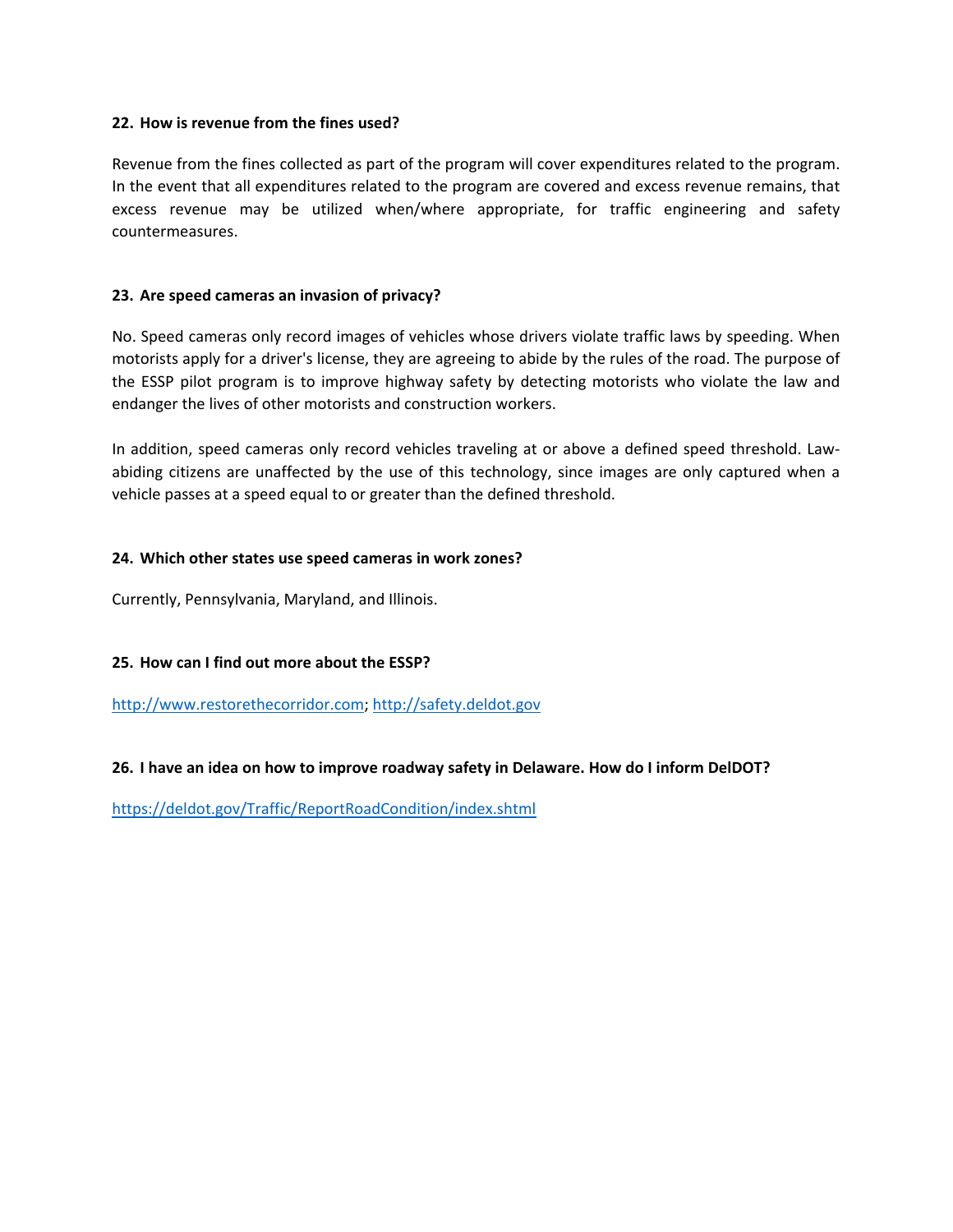**22. How is revenue from the fines used?**

Revenue from the fines collected as part of the program will cover expenditures related to the program. In the event that all expenditures related to the program are covered and excess revenue remains, that excess revenue may be utilized when/where appropriate, for traffic engineering and safety countermeasures.

**23. Are speed cameras an invasion of privacy?**

No. Speed cameras only record images of vehicles whose drivers violate traffic laws by speeding. When motorists apply for a driver's license, they are agreeing to abide by the rules of the road. The purpose of the ESSP pilot program is to improve highway safety by detecting motorists who violate the law and endanger the lives of other motorists and construction workers.

In addition, speed cameras only record vehicles traveling at or above a defined speed threshold. Law-abiding citizens are unaffected by the use of this technology, since images are only captured when a vehicle passes at a speed equal to or greater than the defined threshold.

**24. Which other states use speed cameras in work zones?**

Currently, Pennsylvania, Maryland, and Illinois.

**25. How can I find out more about the ESSP?**

[http://www.restorethecorridor.com](http://www.restorethecorridor.com); [http://safety.deldot.gov](http://safety.deldot.gov)

**26. I have an idea on how to improve roadway safety in Delaware. How do I inform DelDOT?**

[https://deldot.gov/Traffic/ReportRoadCondition/index.shtml](https://deldot.gov/Traffic/ReportRoadCondition/index.shtml)